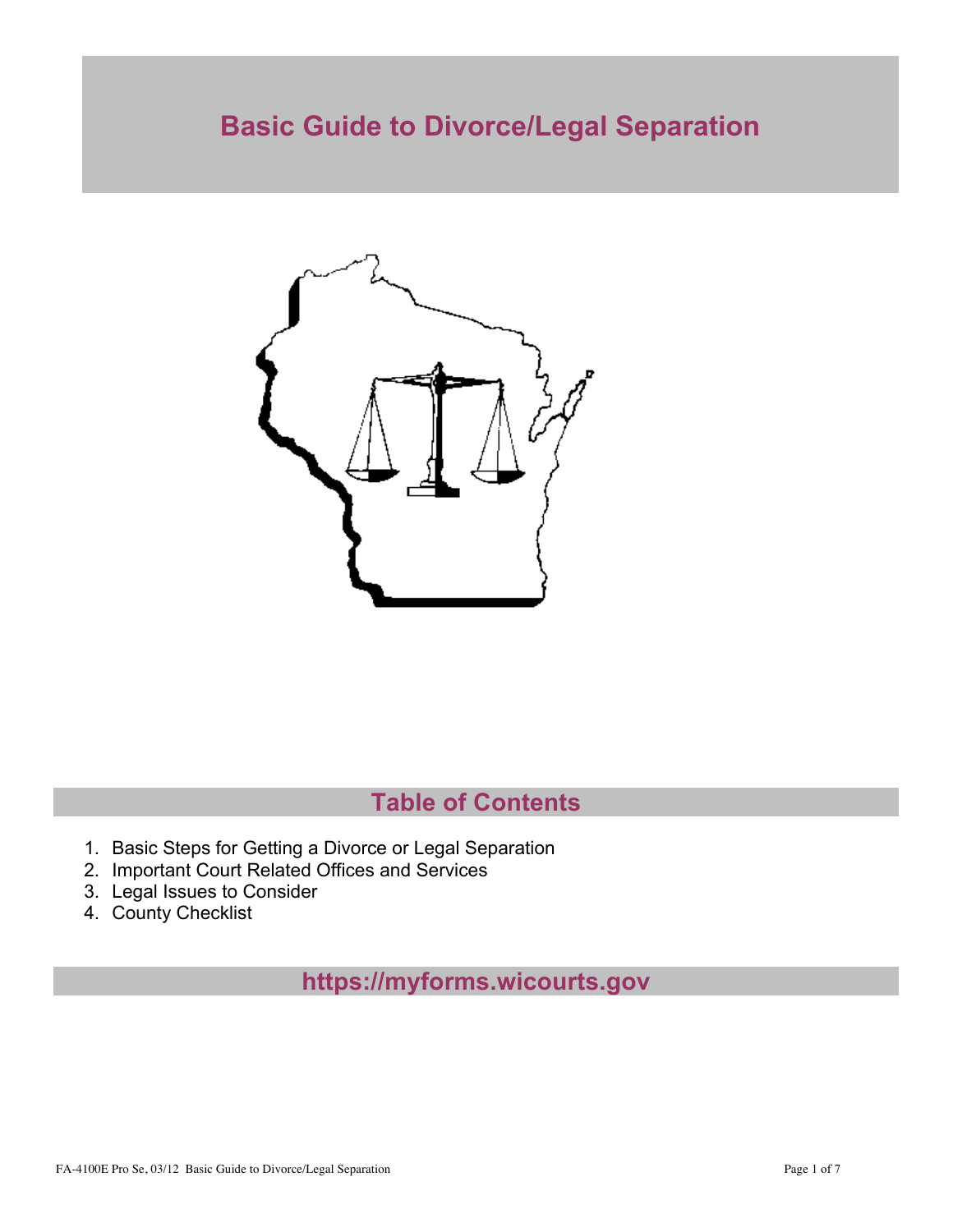# Basic Guide to Divorce/Legal Separation

## Table of Contents

1. Basic Steps for Getting a Divorce or Legal Separation
2. Important Court Related Offices and Services
3. Legal Issues to Consider
4. County Checklist

## https://myforms.wicourts.gov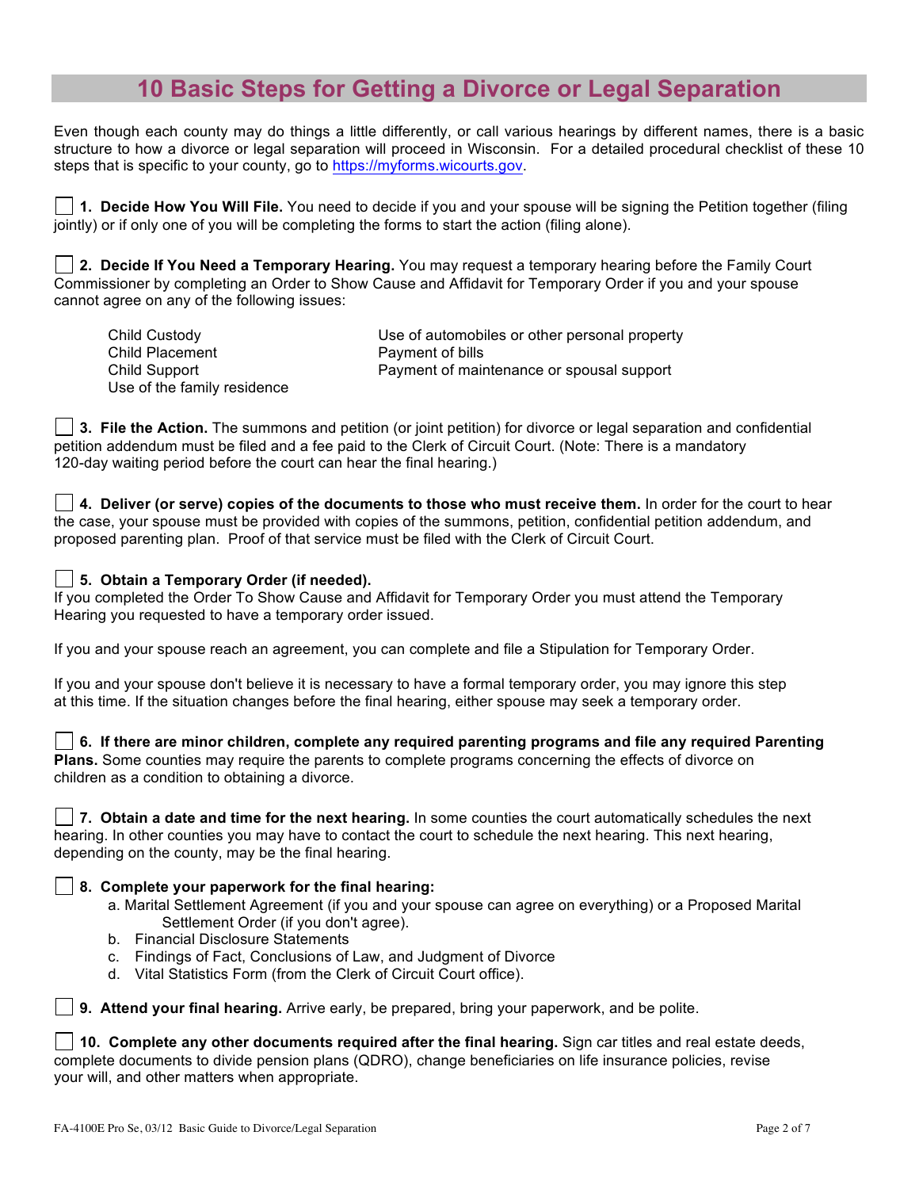# 10 Basic Steps for Getting a Divorce or Legal Separation

Even though each county may do things a little differently, or call various hearings by different names, there is a basic structure to how a divorce or legal separation will proceed in Wisconsin. For a detailed procedural checklist of these 10 steps that is specific to your county, go to https://myforms.wicourts.gov.

☐ **1. Decide How You Will File.** You need to decide if you and your spouse will be signing the Petition together (filing jointly) or if only one of you will be completing the forms to start the action (filing alone).

☐ **2. Decide If You Need a Temporary Hearing.** You may request a temporary hearing before the Family Court Commissioner by completing an Order to Show Cause and Affidavit for Temporary Order if you and your spouse cannot agree on any of the following issues:

- Child Custody
- Child Placement
- Child Support
- Use of the family residence
- Use of automobiles or other personal property
- Payment of bills
- Payment of maintenance or spousal support

☐ **3. File the Action.** The summons and petition (or joint petition) for divorce or legal separation and confidential petition addendum must be filed and a fee paid to the Clerk of Circuit Court. (Note: There is a mandatory 120-day waiting period before the court can hear the final hearing.)

☐ **4. Deliver (or serve) copies of the documents to those who must receive them.** In order for the court to hear the case, your spouse must be provided with copies of the summons, petition, confidential petition addendum, and proposed parenting plan. Proof of that service must be filed with the Clerk of Circuit Court.

☐ **5. Obtain a Temporary Order (if needed).**
If you completed the Order To Show Cause and Affidavit for Temporary Order you must attend the Temporary Hearing you requested to have a temporary order issued.

If you and your spouse reach an agreement, you can complete and file a Stipulation for Temporary Order.

If you and your spouse don't believe it is necessary to have a formal temporary order, you may ignore this step at this time. If the situation changes before the final hearing, either spouse may seek a temporary order.

☐ **6. If there are minor children, complete any required parenting programs and file any required Parenting Plans.** Some counties may require the parents to complete programs concerning the effects of divorce on children as a condition to obtaining a divorce.

☐ **7. Obtain a date and time for the next hearing.** In some counties the court automatically schedules the next hearing. In other counties you may have to contact the court to schedule the next hearing. This next hearing, depending on the county, may be the final hearing.

☐ **8. Complete your paperwork for the final hearing:**

a. Marital Settlement Agreement (if you and your spouse can agree on everything) or a Proposed Marital Settlement Order (if you don't agree).
b. Financial Disclosure Statements
c. Findings of Fact, Conclusions of Law, and Judgment of Divorce
d. Vital Statistics Form (from the Clerk of Circuit Court office).

☐ **9. Attend your final hearing.** Arrive early, be prepared, bring your paperwork, and be polite.

☐ **10. Complete any other documents required after the final hearing.** Sign car titles and real estate deeds, complete documents to divide pension plans (QDRO), change beneficiaries on life insurance policies, revise your will, and other matters when appropriate.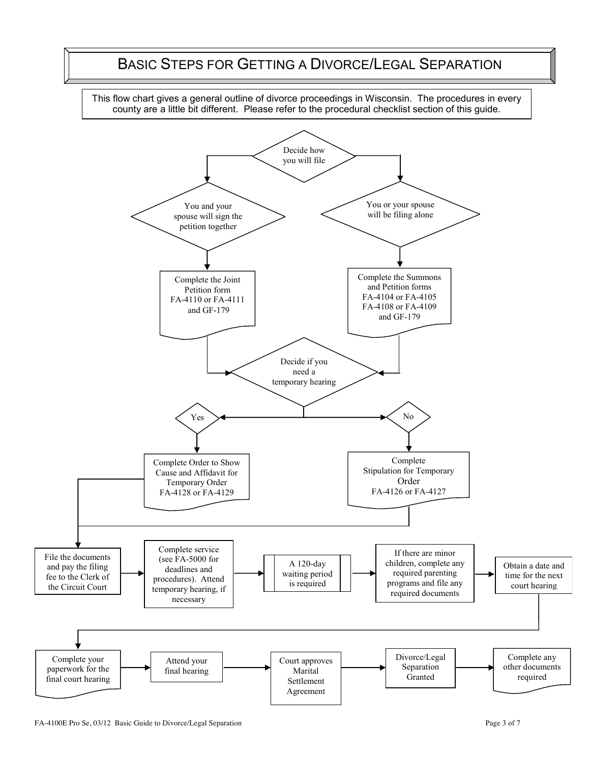# Basic Steps for Getting a Divorce/Legal Separation

This flow chart gives a general outline of divorce proceedings in Wisconsin. The procedures in every county are a little bit different. Please refer to the procedural checklist section of this guide.

**Decide how you will file**

- **You and your spouse will sign the petition together** → Complete the Joint Petition form FA-4110 or FA-4111 and GF-179
- **You or your spouse will be filing alone** → Complete the Summons and Petition forms FA-4104 or FA-4105 FA-4108 or FA-4109 and GF-179

**Decide if you need a temporary hearing**

- **Yes** → Complete Order to Show Cause and Affidavit for Temporary Order FA-4128 or FA-4129
- **No** → Complete Stipulation for Temporary Order FA-4126 or FA-4127

Then:

1. File the documents and pay the filing fee to the Clerk of the Circuit Court
2. Complete service (see FA-5000 for deadlines and procedures). Attend temporary hearing, if necessary
3. A 120-day waiting period is required
4. If there are minor children, complete any required parenting programs and file any required documents
5. Obtain a date and time for the next court hearing
6. Complete your paperwork for the final court hearing
7. Attend your final hearing
8. Court approves Marital Settlement Agreement
9. Divorce/Legal Separation Granted
10. Complete any other documents required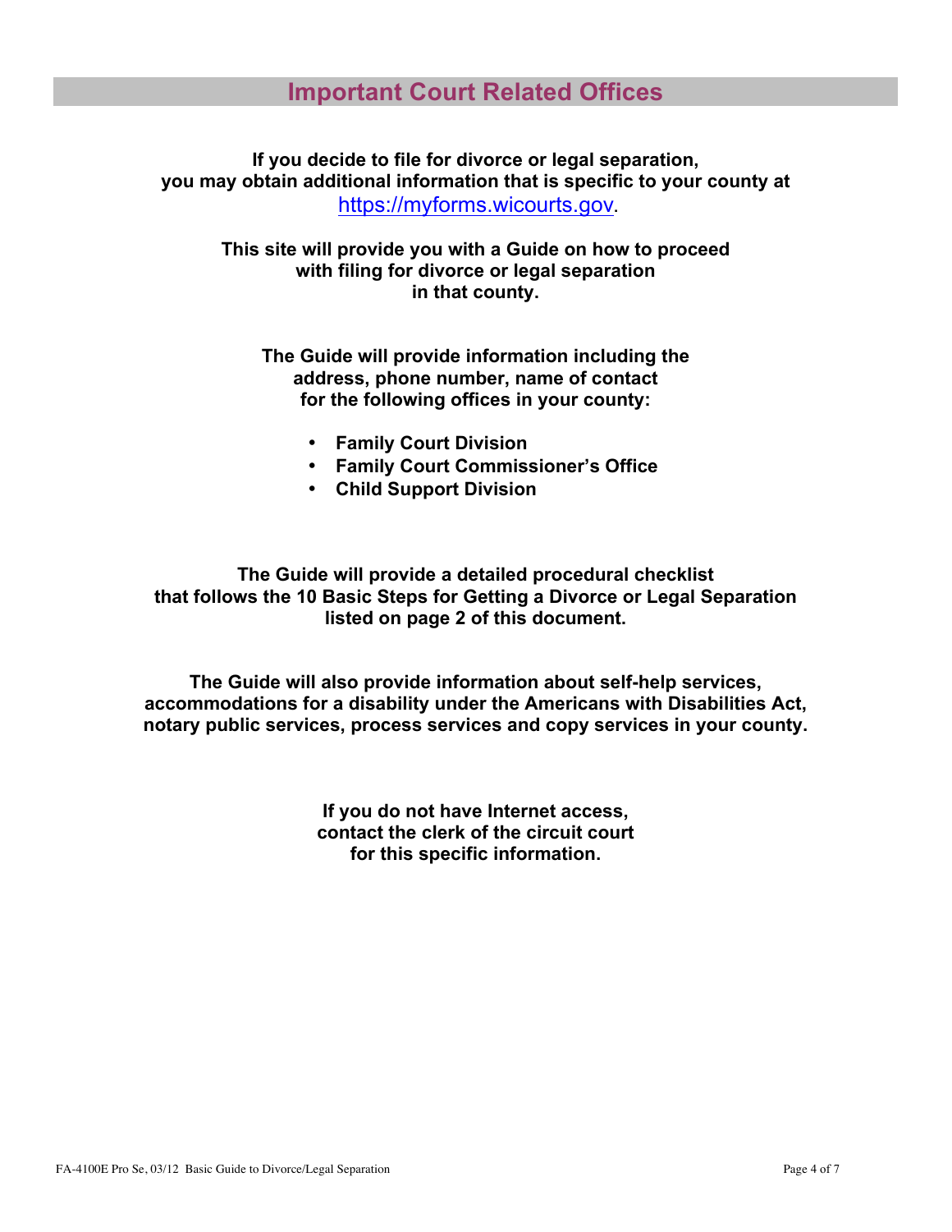## Important Court Related Offices

**If you decide to file for divorce or legal separation, you may obtain additional information that is specific to your county at** https://myforms.wicourts.gov.

**This site will provide you with a Guide on how to proceed with filing for divorce or legal separation in that county.**

**The Guide will provide information including the address, phone number, name of contact for the following offices in your county:**

- **Family Court Division**
- **Family Court Commissioner's Office**
- **Child Support Division**

**The Guide will provide a detailed procedural checklist that follows the 10 Basic Steps for Getting a Divorce or Legal Separation listed on page 2 of this document.**

**The Guide will also provide information about self-help services, accommodations for a disability under the Americans with Disabilities Act, notary public services, process services and copy services in your county.**

**If you do not have Internet access, contact the clerk of the circuit court for this specific information.**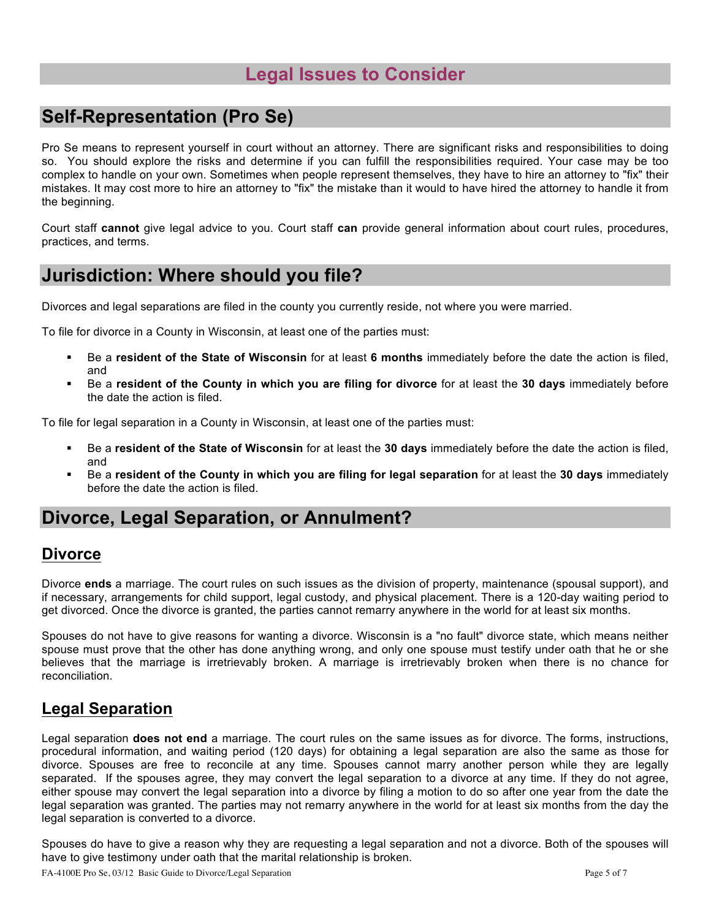# Legal Issues to Consider

## Self-Representation (Pro Se)

Pro Se means to represent yourself in court without an attorney. There are significant risks and responsibilities to doing so. You should explore the risks and determine if you can fulfill the responsibilities required. Your case may be too complex to handle on your own. Sometimes when people represent themselves, they have to hire an attorney to "fix" their mistakes. It may cost more to hire an attorney to "fix" the mistake than it would to have hired the attorney to handle it from the beginning.

Court staff **cannot** give legal advice to you. Court staff **can** provide general information about court rules, procedures, practices, and terms.

## Jurisdiction: Where should you file?

Divorces and legal separations are filed in the county you currently reside, not where you were married.

To file for divorce in a County in Wisconsin, at least one of the parties must:

- Be a **resident of the State of Wisconsin** for at least **6 months** immediately before the date the action is filed, and
- Be a **resident of the County in which you are filing for divorce** for at least the **30 days** immediately before the date the action is filed.

To file for legal separation in a County in Wisconsin, at least one of the parties must:

- Be a **resident of the State of Wisconsin** for at least the **30 days** immediately before the date the action is filed, and
- Be a **resident of the County in which you are filing for legal separation** for at least the **30 days** immediately before the date the action is filed.

## Divorce, Legal Separation, or Annulment?

### Divorce

Divorce **ends** a marriage. The court rules on such issues as the division of property, maintenance (spousal support), and if necessary, arrangements for child support, legal custody, and physical placement. There is a 120-day waiting period to get divorced. Once the divorce is granted, the parties cannot remarry anywhere in the world for at least six months.

Spouses do not have to give reasons for wanting a divorce. Wisconsin is a "no fault" divorce state, which means neither spouse must prove that the other has done anything wrong, and only one spouse must testify under oath that he or she believes that the marriage is irretrievably broken. A marriage is irretrievably broken when there is no chance for reconciliation.

### Legal Separation

Legal separation **does not end** a marriage. The court rules on the same issues as for divorce. The forms, instructions, procedural information, and waiting period (120 days) for obtaining a legal separation are also the same as those for divorce. Spouses are free to reconcile at any time. Spouses cannot marry another person while they are legally separated. If the spouses agree, they may convert the legal separation to a divorce at any time. If they do not agree, either spouse may convert the legal separation into a divorce by filing a motion to do so after one year from the date the legal separation was granted. The parties may not remarry anywhere in the world for at least six months from the day the legal separation is converted to a divorce.

Spouses do have to give a reason why they are requesting a legal separation and not a divorce. Both of the spouses will have to give testimony under oath that the marital relationship is broken.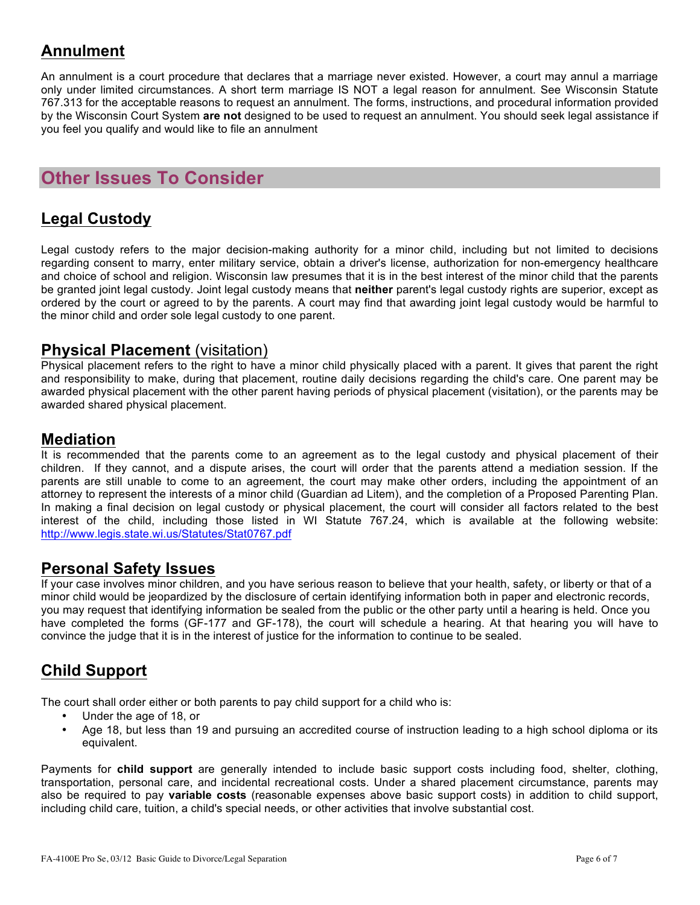## Annulment

An annulment is a court procedure that declares that a marriage never existed. However, a court may annul a marriage only under limited circumstances. A short term marriage IS NOT a legal reason for annulment. See Wisconsin Statute 767.313 for the acceptable reasons to request an annulment. The forms, instructions, and procedural information provided by the Wisconsin Court System **are not** designed to be used to request an annulment. You should seek legal assistance if you feel you qualify and would like to file an annulment

# Other Issues To Consider

## Legal Custody

Legal custody refers to the major decision-making authority for a minor child, including but not limited to decisions regarding consent to marry, enter military service, obtain a driver's license, authorization for non-emergency healthcare and choice of school and religion. Wisconsin law presumes that it is in the best interest of the minor child that the parents be granted joint legal custody. Joint legal custody means that **neither** parent's legal custody rights are superior, except as ordered by the court or agreed to by the parents. A court may find that awarding joint legal custody would be harmful to the minor child and order sole legal custody to one parent.

## Physical Placement (visitation)

Physical placement refers to the right to have a minor child physically placed with a parent. It gives that parent the right and responsibility to make, during that placement, routine daily decisions regarding the child's care. One parent may be awarded physical placement with the other parent having periods of physical placement (visitation), or the parents may be awarded shared physical placement.

## Mediation

It is recommended that the parents come to an agreement as to the legal custody and physical placement of their children. If they cannot, and a dispute arises, the court will order that the parents attend a mediation session. If the parents are still unable to come to an agreement, the court may make other orders, including the appointment of an attorney to represent the interests of a minor child (Guardian ad Litem), and the completion of a Proposed Parenting Plan. In making a final decision on legal custody or physical placement, the court will consider all factors related to the best interest of the child, including those listed in WI Statute 767.24, which is available at the following website: http://www.legis.state.wi.us/Statutes/Stat0767.pdf

## Personal Safety Issues

If your case involves minor children, and you have serious reason to believe that your health, safety, or liberty or that of a minor child would be jeopardized by the disclosure of certain identifying information both in paper and electronic records, you may request that identifying information be sealed from the public or the other party until a hearing is held. Once you have completed the forms (GF-177 and GF-178), the court will schedule a hearing. At that hearing you will have to convince the judge that it is in the interest of justice for the information to continue to be sealed.

## Child Support

The court shall order either or both parents to pay child support for a child who is:

- Under the age of 18, or
- Age 18, but less than 19 and pursuing an accredited course of instruction leading to a high school diploma or its equivalent.

Payments for **child support** are generally intended to include basic support costs including food, shelter, clothing, transportation, personal care, and incidental recreational costs. Under a shared placement circumstance, parents may also be required to pay **variable costs** (reasonable expenses above basic support costs) in addition to child support, including child care, tuition, a child's special needs, or other activities that involve substantial cost.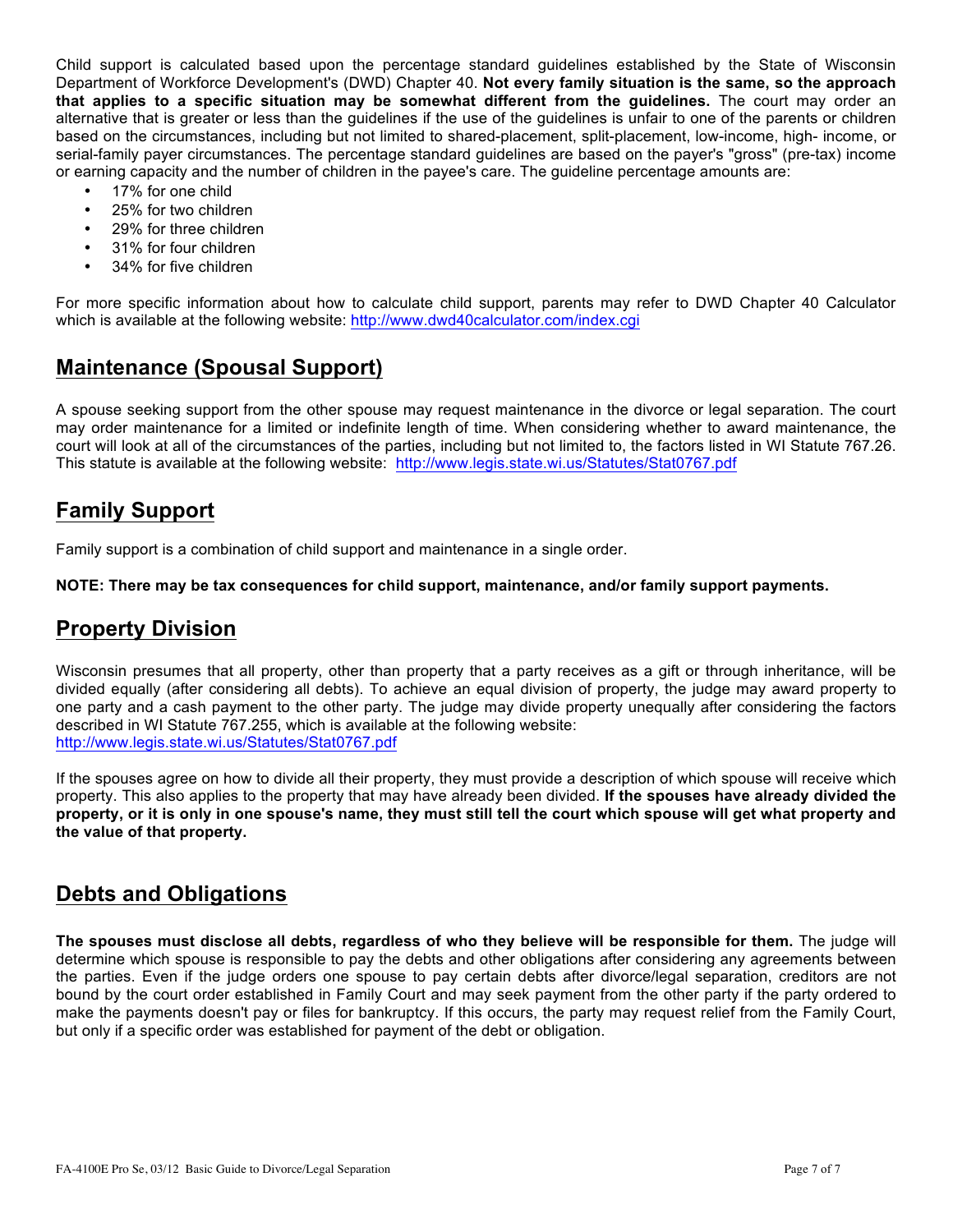Child support is calculated based upon the percentage standard guidelines established by the State of Wisconsin Department of Workforce Development's (DWD) Chapter 40. **Not every family situation is the same, so the approach that applies to a specific situation may be somewhat different from the guidelines.** The court may order an alternative that is greater or less than the guidelines if the use of the guidelines is unfair to one of the parents or children based on the circumstances, including but not limited to shared-placement, split-placement, low-income, high- income, or serial-family payer circumstances. The percentage standard guidelines are based on the payer's "gross" (pre-tax) income or earning capacity and the number of children in the payee's care. The guideline percentage amounts are:

- 17% for one child
- 25% for two children
- 29% for three children
- 31% for four children
- 34% for five children

For more specific information about how to calculate child support, parents may refer to DWD Chapter 40 Calculator which is available at the following website: http://www.dwd40calculator.com/index.cgi

## Maintenance (Spousal Support)

A spouse seeking support from the other spouse may request maintenance in the divorce or legal separation. The court may order maintenance for a limited or indefinite length of time. When considering whether to award maintenance, the court will look at all of the circumstances of the parties, including but not limited to, the factors listed in WI Statute 767.26. This statute is available at the following website: http://www.legis.state.wi.us/Statutes/Stat0767.pdf

## Family Support

Family support is a combination of child support and maintenance in a single order.

**NOTE: There may be tax consequences for child support, maintenance, and/or family support payments.**

## Property Division

Wisconsin presumes that all property, other than property that a party receives as a gift or through inheritance, will be divided equally (after considering all debts). To achieve an equal division of property, the judge may award property to one party and a cash payment to the other party. The judge may divide property unequally after considering the factors described in WI Statute 767.255, which is available at the following website:
http://www.legis.state.wi.us/Statutes/Stat0767.pdf

If the spouses agree on how to divide all their property, they must provide a description of which spouse will receive which property. This also applies to the property that may have already been divided. **If the spouses have already divided the property, or it is only in one spouse's name, they must still tell the court which spouse will get what property and the value of that property.**

## Debts and Obligations

**The spouses must disclose all debts, regardless of who they believe will be responsible for them.** The judge will determine which spouse is responsible to pay the debts and other obligations after considering any agreements between the parties. Even if the judge orders one spouse to pay certain debts after divorce/legal separation, creditors are not bound by the court order established in Family Court and may seek payment from the other party if the party ordered to make the payments doesn't pay or files for bankruptcy. If this occurs, the party may request relief from the Family Court, but only if a specific order was established for payment of the debt or obligation.